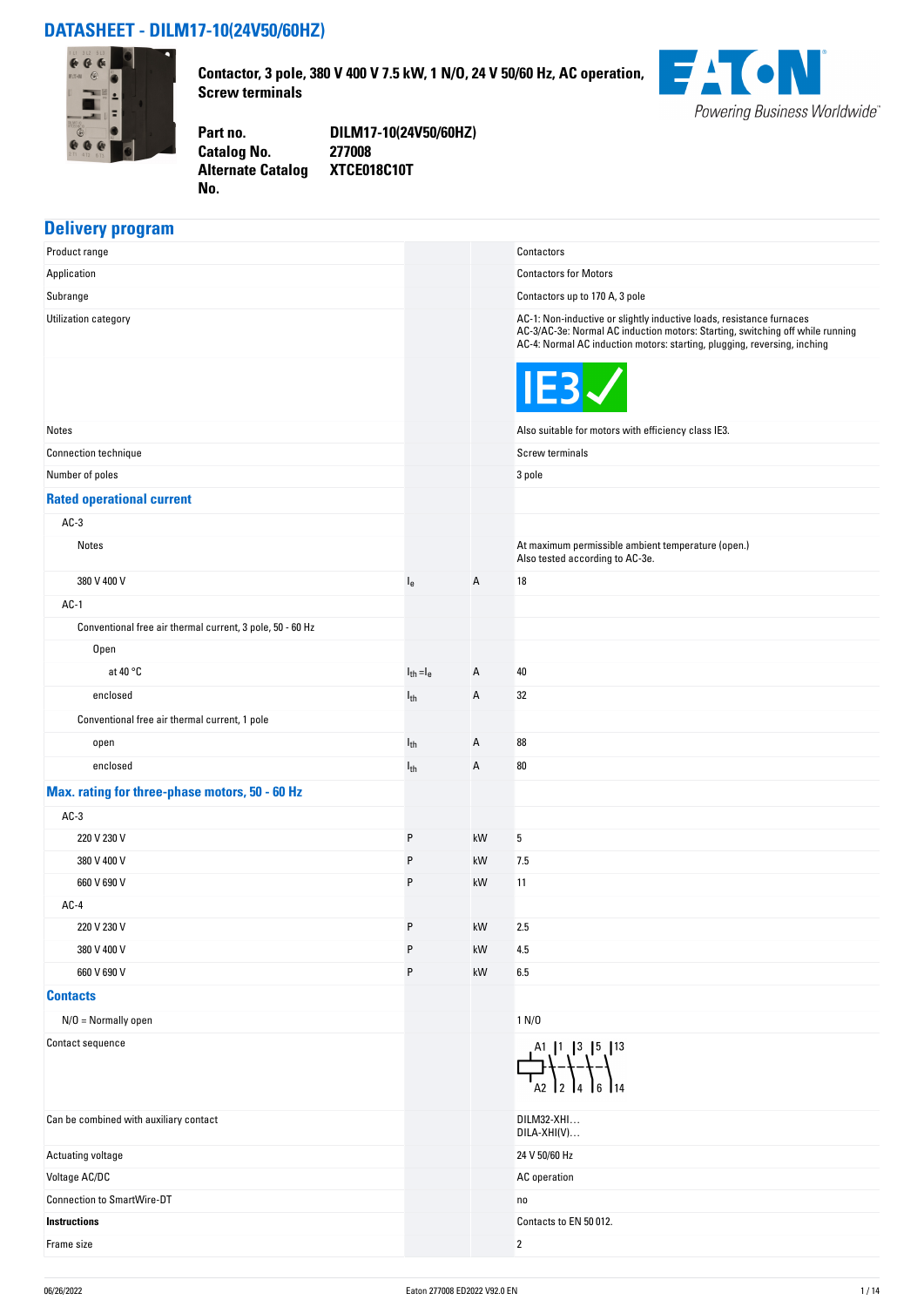# DATASHEET - DILM17-10(24V50/60HZ)

**Contactor, 3 pole, 380 V 400 V 7.5 kW, 1 N/O, 24 V 50/60 Hz, AC operation, Screw terminals**

| | |
|---|---|
| **Part no.** | **DILM17-10(24V50/60HZ)** |
| **Catalog No.** | **277008** |
| **Alternate Catalog No.** | **XTCE018C10T** |

## Delivery program

| | | | |
|---|---|---|---|
| Product range | | | Contactors |
| Application | | | Contactors for Motors |
| Subrange | | | Contactors up to 170 A, 3 pole |
| Utilization category | | | AC-1: Non-inductive or slightly inductive loads, resistance furnaces<br>AC-3/AC-3e: Normal AC induction motors: Starting, switching off while running<br>AC-4: Normal AC induction motors: starting, plugging, reversing, inching<br>IE3 ✓ |
| Notes | | | Also suitable for motors with efficiency class IE3. |
| Connection technique | | | Screw terminals |
| Number of poles | | | 3 pole |
| **Rated operational current** | | | |
| AC-3 | | | |
| Notes | | | At maximum permissible ambient temperature (open.)<br>Also tested according to AC-3e. |
| 380 V 400 V | $I_e$ | A | 18 |
| AC-1 | | | |
| Conventional free air thermal current, 3 pole, 50 - 60 Hz | | | |
| Open | | | |
| at 40 °C | $I_{th} = I_e$ | A | 40 |
| enclosed | $I_{th}$ | A | 32 |
| Conventional free air thermal current, 1 pole | | | |
| open | $I_{th}$ | A | 88 |
| enclosed | $I_{th}$ | A | 80 |
| **Max. rating for three-phase motors, 50 - 60 Hz** | | | |
| AC-3 | | | |
| 220 V 230 V | P | kW | 5 |
| 380 V 400 V | P | kW | 7.5 |
| 660 V 690 V | P | kW | 11 |
| AC-4 | | | |
| 220 V 230 V | P | kW | 2.5 |
| 380 V 400 V | P | kW | 4.5 |
| 660 V 690 V | P | kW | 6.5 |
| **Contacts** | | | |
| N/O = Normally open | | | 1 N/O |
| Contact sequence | | | A1 1 3 5 13 / A2 2 4 6 14 |
| Can be combined with auxiliary contact | | | DILM32-XHI…<br>DILA-XHI(V)… |
| Actuating voltage | | | 24 V 50/60 Hz |
| Voltage AC/DC | | | AC operation |
| Connection to SmartWire-DT | | | no |
| **Instructions** | | | Contacts to EN 50 012. |
| Frame size | | | 2 |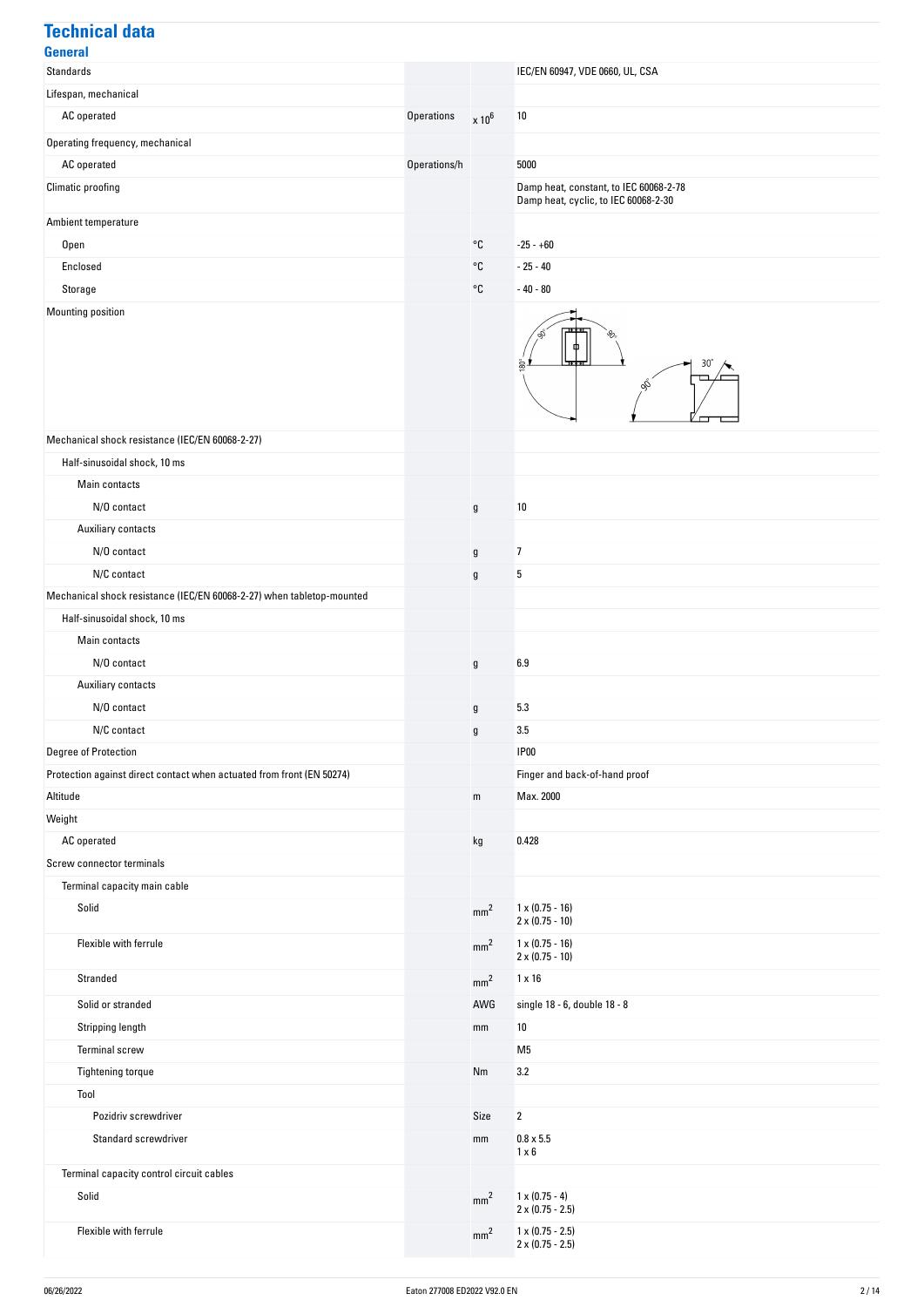# Technical data

## General

| | | | |
|---|---|---|---|
| Standards | | | IEC/EN 60947, VDE 0660, UL, CSA |
| Lifespan, mechanical | | | |
| AC operated | Operations | x $10^6$ | 10 |
| Operating frequency, mechanical | | | |
| AC operated | Operations/h | | 5000 |
| Climatic proofing | | | Damp heat, constant, to IEC 60068-2-78<br>Damp heat, cyclic, to IEC 60068-2-30 |
| Ambient temperature | | | |
| Open | | °C | -25 - +60 |
| Enclosed | | °C | - 25 - 40 |
| Storage | | °C | - 40 - 80 |
| Mounting position | | | |
| Mechanical shock resistance (IEC/EN 60068-2-27) | | | |
| Half-sinusoidal shock, 10 ms | | | |
| Main contacts | | | |
| N/O contact | | g | 10 |
| Auxiliary contacts | | | |
| N/O contact | | g | 7 |
| N/C contact | | g | 5 |
| Mechanical shock resistance (IEC/EN 60068-2-27) when tabletop-mounted | | | |
| Half-sinusoidal shock, 10 ms | | | |
| Main contacts | | | |
| N/O contact | | g | 6.9 |
| Auxiliary contacts | | | |
| N/O contact | | g | 5.3 |
| N/C contact | | g | 3.5 |
| Degree of Protection | | | IP00 |
| Protection against direct contact when actuated from front (EN 50274) | | | Finger and back-of-hand proof |
| Altitude | | m | Max. 2000 |
| Weight | | | |
| AC operated | | kg | 0.428 |
| Screw connector terminals | | | |
| Terminal capacity main cable | | | |
| Solid | | $mm^2$ | 1 x (0.75 - 16)<br>2 x (0.75 - 10) |
| Flexible with ferrule | | $mm^2$ | 1 x (0.75 - 16)<br>2 x (0.75 - 10) |
| Stranded | | $mm^2$ | 1 x 16 |
| Solid or stranded | | AWG | single 18 - 6, double 18 - 8 |
| Stripping length | | mm | 10 |
| Terminal screw | | | M5 |
| Tightening torque | | Nm | 3.2 |
| Tool | | | |
| Pozidriv screwdriver | | Size | 2 |
| Standard screwdriver | | mm | 0.8 x 5.5<br>1 x 6 |
| Terminal capacity control circuit cables | | | |
| Solid | | $mm^2$ | 1 x (0.75 - 4)<br>2 x (0.75 - 2.5) |
| Flexible with ferrule | | $mm^2$ | 1 x (0.75 - 2.5)<br>2 x (0.75 - 2.5) |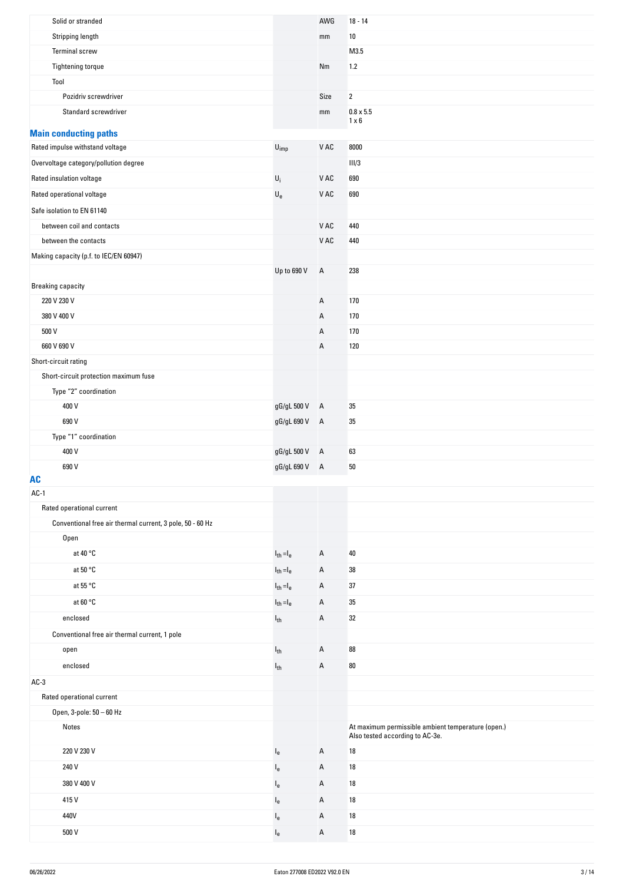| | | | |
|---|---|---|---|
| Solid or stranded | | AWG | 18 - 14 |
| Stripping length | | mm | 10 |
| Terminal screw | | | M3.5 |
| Tightening torque | | Nm | 1.2 |
| Tool | | | |
| Pozidriv screwdriver | | Size | 2 |
| Standard screwdriver | | mm | 0.8 x 5.5<br>1 x 6 |

## Main conducting paths

| | | | |
|---|---|---|---|
| Rated impulse withstand voltage | $U_{imp}$ | V AC | 8000 |
| Overvoltage category/pollution degree | | | III/3 |
| Rated insulation voltage | $U_i$ | V AC | 690 |
| Rated operational voltage | $U_e$ | V AC | 690 |
| Safe isolation to EN 61140 | | | |
| between coil and contacts | | V AC | 440 |
| between the contacts | | V AC | 440 |
| Making capacity (p.f. to IEC/EN 60947) | | | |
| | Up to 690 V | A | 238 |
| Breaking capacity | | | |
| 220 V 230 V | | A | 170 |
| 380 V 400 V | | A | 170 |
| 500 V | | A | 170 |
| 660 V 690 V | | A | 120 |
| Short-circuit rating | | | |
| Short-circuit protection maximum fuse | | | |
| Type "2" coordination | | | |
| 400 V | gG/gL 500 V | A | 35 |
| 690 V | gG/gL 690 V | A | 35 |
| Type "1" coordination | | | |
| 400 V | gG/gL 500 V | A | 63 |
| 690 V | gG/gL 690 V | A | 50 |

## AC

| | | | |
|---|---|---|---|
| AC-1 | | | |
| Rated operational current | | | |
| Conventional free air thermal current, 3 pole, 50 - 60 Hz | | | |
| Open | | | |
| at 40 °C | $I_{th} = I_e$ | A | 40 |
| at 50 °C | $I_{th} = I_e$ | A | 38 |
| at 55 °C | $I_{th} = I_e$ | A | 37 |
| at 60 °C | $I_{th} = I_e$ | A | 35 |
| enclosed | $I_{th}$ | A | 32 |
| Conventional free air thermal current, 1 pole | | | |
| open | $I_{th}$ | A | 88 |
| enclosed | $I_{th}$ | A | 80 |
| AC-3 | | | |
| Rated operational current | | | |
| Open, 3-pole: 50 – 60 Hz | | | |
| Notes | | | At maximum permissible ambient temperature (open.)<br>Also tested according to AC-3e. |
| 220 V 230 V | $I_e$ | A | 18 |
| 240 V | $I_e$ | A | 18 |
| 380 V 400 V | $I_e$ | A | 18 |
| 415 V | $I_e$ | A | 18 |
| 440V | $I_e$ | A | 18 |
| 500 V | $I_e$ | A | 18 |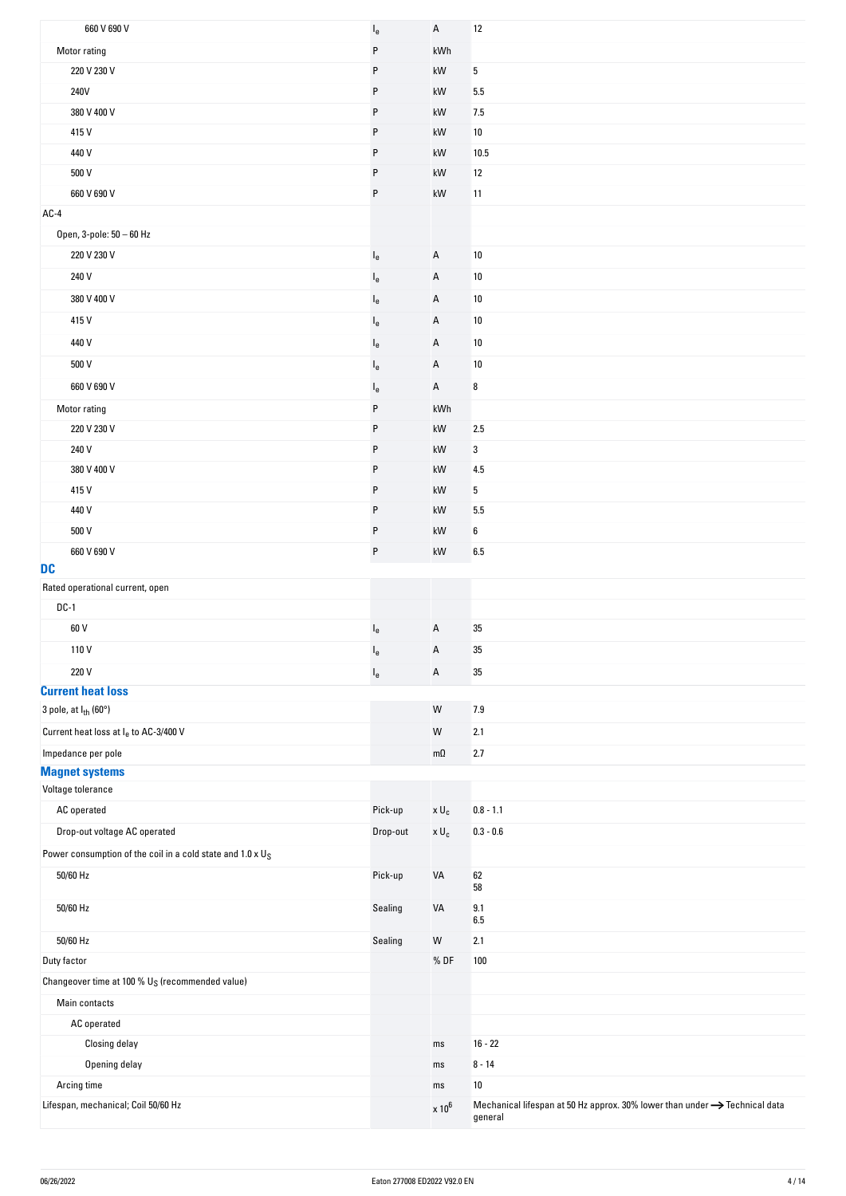| | | | |
|---|---|---|---|
| 660 V 690 V | $I_e$ | A | 12 |
| Motor rating | P | kWh | |
| 220 V 230 V | P | kW | 5 |
| 240V | P | kW | 5.5 |
| 380 V 400 V | P | kW | 7.5 |
| 415 V | P | kW | 10 |
| 440 V | P | kW | 10.5 |
| 500 V | P | kW | 12 |
| 660 V 690 V | P | kW | 11 |
| AC-4 | | | |
| Open, 3-pole: 50 – 60 Hz | | | |
| 220 V 230 V | $I_e$ | A | 10 |
| 240 V | $I_e$ | A | 10 |
| 380 V 400 V | $I_e$ | A | 10 |
| 415 V | $I_e$ | A | 10 |
| 440 V | $I_e$ | A | 10 |
| 500 V | $I_e$ | A | 10 |
| 660 V 690 V | $I_e$ | A | 8 |
| Motor rating | P | kWh | |
| 220 V 230 V | P | kW | 2.5 |
| 240 V | P | kW | 3 |
| 380 V 400 V | P | kW | 4.5 |
| 415 V | P | kW | 5 |
| 440 V | P | kW | 5.5 |
| 500 V | P | kW | 6 |
| 660 V 690 V | P | kW | 6.5 |

## DC

| | | | |
|---|---|---|---|
| Rated operational current, open | | | |
| DC-1 | | | |
| 60 V | $I_e$ | A | 35 |
| 110 V | $I_e$ | A | 35 |
| 220 V | $I_e$ | A | 35 |

## Current heat loss

| | | | |
|---|---|---|---|
| 3 pole, at $I_{th}$ (60°) | | W | 7.9 |
| Current heat loss at $I_e$ to AC-3/400 V | | W | 2.1 |
| Impedance per pole | | mΩ | 2.7 |

## Magnet systems

| | | | |
|---|---|---|---|
| Voltage tolerance | | | |
| AC operated | Pick-up | x $U_c$ | 0.8 - 1.1 |
| Drop-out voltage AC operated | Drop-out | x $U_c$ | 0.3 - 0.6 |
| Power consumption of the coil in a cold state and 1.0 x $U_S$ | | | |
| 50/60 Hz | Pick-up | VA | 62<br>58 |
| 50/60 Hz | Sealing | VA | 9.1<br>6.5 |
| 50/60 Hz | Sealing | W | 2.1 |
| Duty factor | | % DF | 100 |
| Changeover time at 100 % $U_S$ (recommended value) | | | |
| Main contacts | | | |
| AC operated | | | |
| Closing delay | | ms | 16 - 22 |
| Opening delay | | ms | 8 - 14 |
| Arcing time | | ms | 10 |
| Lifespan, mechanical; Coil 50/60 Hz | | x $10^6$ | Mechanical lifespan at 50 Hz approx. 30% lower than under → Technical data general |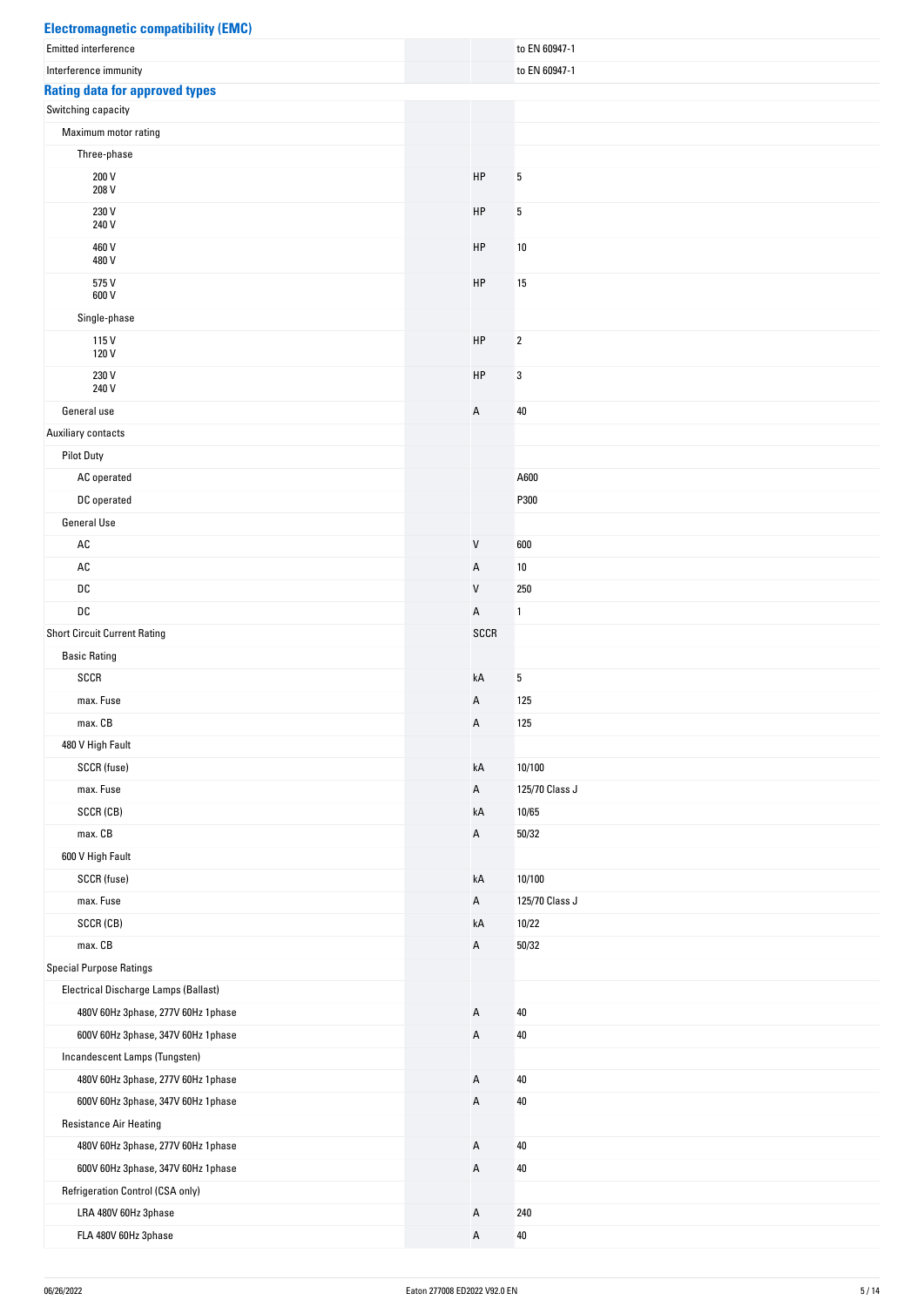## Electromagnetic compatibility (EMC)

| | | |
|---|---|---|
| Emitted interference | | to EN 60947-1 |
| Interference immunity | | to EN 60947-1 |

## Rating data for approved types

| | | |
|---|---|---|
| Switching capacity | | |
| Maximum motor rating | | |
| Three-phase | | |
| 200 V<br>208 V | HP | 5 |
| 230 V<br>240 V | HP | 5 |
| 460 V<br>480 V | HP | 10 |
| 575 V<br>600 V | HP | 15 |
| Single-phase | | |
| 115 V<br>120 V | HP | 2 |
| 230 V<br>240 V | HP | 3 |
| General use | A | 40 |
| Auxiliary contacts | | |
| Pilot Duty | | |
| AC operated | | A600 |
| DC operated | | P300 |
| General Use | | |
| AC | V | 600 |
| AC | A | 10 |
| DC | V | 250 |
| DC | A | 1 |
| Short Circuit Current Rating | SCCR | |
| Basic Rating | | |
| SCCR | kA | 5 |
| max. Fuse | A | 125 |
| max. CB | A | 125 |
| 480 V High Fault | | |
| SCCR (fuse) | kA | 10/100 |
| max. Fuse | A | 125/70 Class J |
| SCCR (CB) | kA | 10/65 |
| max. CB | A | 50/32 |
| 600 V High Fault | | |
| SCCR (fuse) | kA | 10/100 |
| max. Fuse | A | 125/70 Class J |
| SCCR (CB) | kA | 10/22 |
| max. CB | A | 50/32 |
| Special Purpose Ratings | | |
| Electrical Discharge Lamps (Ballast) | | |
| 480V 60Hz 3phase, 277V 60Hz 1phase | A | 40 |
| 600V 60Hz 3phase, 347V 60Hz 1phase | A | 40 |
| Incandescent Lamps (Tungsten) | | |
| 480V 60Hz 3phase, 277V 60Hz 1phase | A | 40 |
| 600V 60Hz 3phase, 347V 60Hz 1phase | A | 40 |
| Resistance Air Heating | | |
| 480V 60Hz 3phase, 277V 60Hz 1phase | A | 40 |
| 600V 60Hz 3phase, 347V 60Hz 1phase | A | 40 |
| Refrigeration Control (CSA only) | | |
| LRA 480V 60Hz 3phase | A | 240 |
| FLA 480V 60Hz 3phase | A | 40 |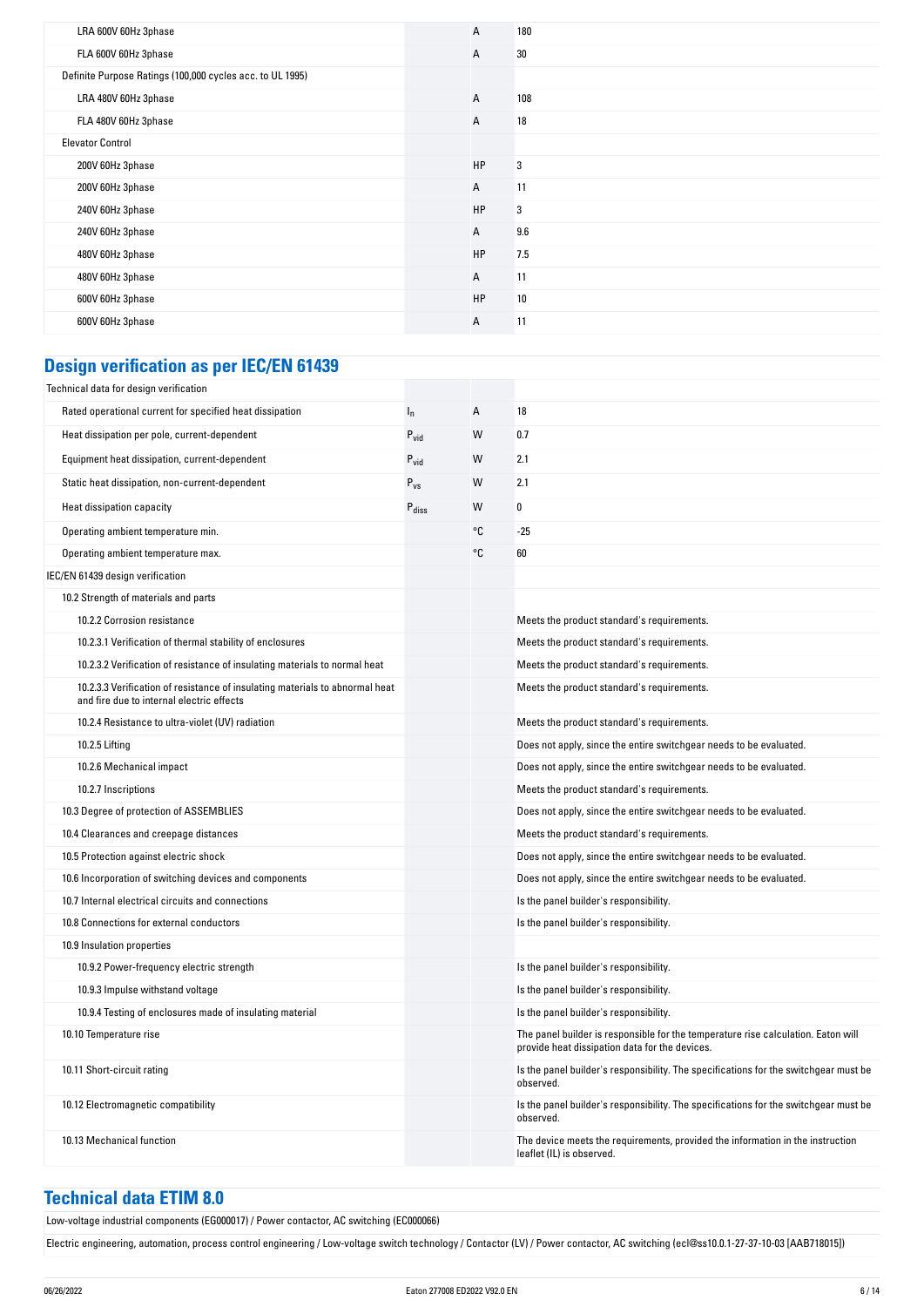| | | | |
|---|---|---|---|
| LRA 600V 60Hz 3phase | | A | 180 |
| FLA 600V 60Hz 3phase | | A | 30 |
| Definite Purpose Ratings (100,000 cycles acc. to UL 1995) | | | |
| LRA 480V 60Hz 3phase | | A | 108 |
| FLA 480V 60Hz 3phase | | A | 18 |
| Elevator Control | | | |
| 200V 60Hz 3phase | | HP | 3 |
| 200V 60Hz 3phase | | A | 11 |
| 240V 60Hz 3phase | | HP | 3 |
| 240V 60Hz 3phase | | A | 9.6 |
| 480V 60Hz 3phase | | HP | 7.5 |
| 480V 60Hz 3phase | | A | 11 |
| 600V 60Hz 3phase | | HP | 10 |
| 600V 60Hz 3phase | | A | 11 |

## Design verification as per IEC/EN 61439

| | | | |
|---|---|---|---|
| Technical data for design verification | | | |
| Rated operational current for specified heat dissipation | $I_n$ | A | 18 |
| Heat dissipation per pole, current-dependent | $P_{vid}$ | W | 0.7 |
| Equipment heat dissipation, current-dependent | $P_{vid}$ | W | 2.1 |
| Static heat dissipation, non-current-dependent | $P_{vs}$ | W | 2.1 |
| Heat dissipation capacity | $P_{diss}$ | W | 0 |
| Operating ambient temperature min. | | °C | -25 |
| Operating ambient temperature max. | | °C | 60 |
| IEC/EN 61439 design verification | | | |
| 10.2 Strength of materials and parts | | | |
| 10.2.2 Corrosion resistance | | | Meets the product standard's requirements. |
| 10.2.3.1 Verification of thermal stability of enclosures | | | Meets the product standard's requirements. |
| 10.2.3.2 Verification of resistance of insulating materials to normal heat | | | Meets the product standard's requirements. |
| 10.2.3.3 Verification of resistance of insulating materials to abnormal heat and fire due to internal electric effects | | | Meets the product standard's requirements. |
| 10.2.4 Resistance to ultra-violet (UV) radiation | | | Meets the product standard's requirements. |
| 10.2.5 Lifting | | | Does not apply, since the entire switchgear needs to be evaluated. |
| 10.2.6 Mechanical impact | | | Does not apply, since the entire switchgear needs to be evaluated. |
| 10.2.7 Inscriptions | | | Meets the product standard's requirements. |
| 10.3 Degree of protection of ASSEMBLIES | | | Does not apply, since the entire switchgear needs to be evaluated. |
| 10.4 Clearances and creepage distances | | | Meets the product standard's requirements. |
| 10.5 Protection against electric shock | | | Does not apply, since the entire switchgear needs to be evaluated. |
| 10.6 Incorporation of switching devices and components | | | Does not apply, since the entire switchgear needs to be evaluated. |
| 10.7 Internal electrical circuits and connections | | | Is the panel builder's responsibility. |
| 10.8 Connections for external conductors | | | Is the panel builder's responsibility. |
| 10.9 Insulation properties | | | |
| 10.9.2 Power-frequency electric strength | | | Is the panel builder's responsibility. |
| 10.9.3 Impulse withstand voltage | | | Is the panel builder's responsibility. |
| 10.9.4 Testing of enclosures made of insulating material | | | Is the panel builder's responsibility. |
| 10.10 Temperature rise | | | The panel builder is responsible for the temperature rise calculation. Eaton will provide heat dissipation data for the devices. |
| 10.11 Short-circuit rating | | | Is the panel builder's responsibility. The specifications for the switchgear must be observed. |
| 10.12 Electromagnetic compatibility | | | Is the panel builder's responsibility. The specifications for the switchgear must be observed. |
| 10.13 Mechanical function | | | The device meets the requirements, provided the information in the instruction leaflet (IL) is observed. |

## Technical data ETIM 8.0

Low-voltage industrial components (EG000017) / Power contactor, AC switching (EC000066)

Electric engineering, automation, process control engineering / Low-voltage switch technology / Contactor (LV) / Power contactor, AC switching (ecl@ss10.0.1-27-37-10-03 [AAB718015])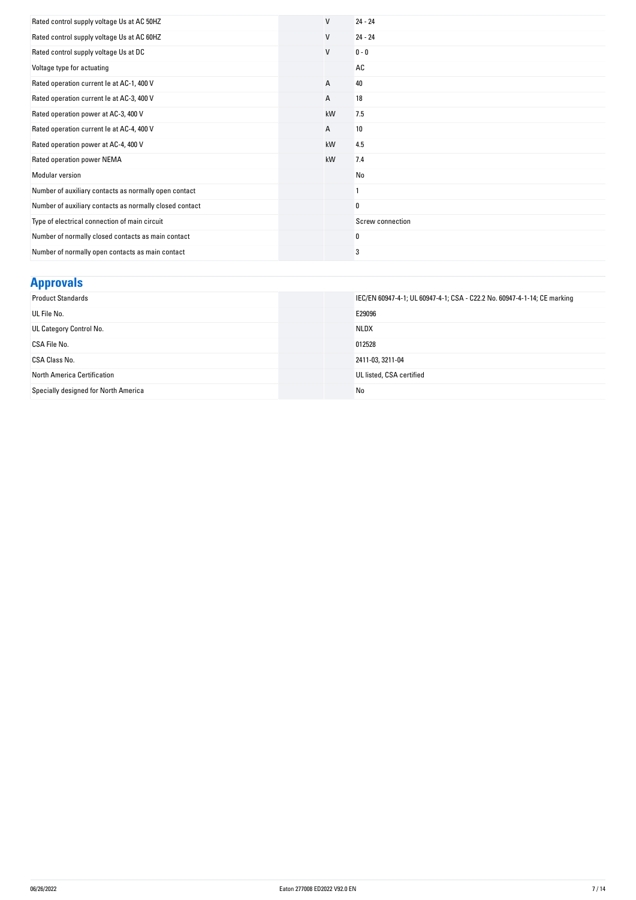| | | |
|---|---|---|
| Rated control supply voltage Us at AC 50HZ | V | 24 - 24 |
| Rated control supply voltage Us at AC 60HZ | V | 24 - 24 |
| Rated control supply voltage Us at DC | V | 0 - 0 |
| Voltage type for actuating | | AC |
| Rated operation current Ie at AC-1, 400 V | A | 40 |
| Rated operation current Ie at AC-3, 400 V | A | 18 |
| Rated operation power at AC-3, 400 V | kW | 7.5 |
| Rated operation current Ie at AC-4, 400 V | A | 10 |
| Rated operation power at AC-4, 400 V | kW | 4.5 |
| Rated operation power NEMA | kW | 7.4 |
| Modular version | | No |
| Number of auxiliary contacts as normally open contact | | 1 |
| Number of auxiliary contacts as normally closed contact | | 0 |
| Type of electrical connection of main circuit | | Screw connection |
| Number of normally closed contacts as main contact | | 0 |
| Number of normally open contacts as main contact | | 3 |

## Approvals

| | | |
|---|---|---|
| Product Standards | | IEC/EN 60947-4-1; UL 60947-4-1; CSA - C22.2 No. 60947-4-1-14; CE marking |
| UL File No. | | E29096 |
| UL Category Control No. | | NLDX |
| CSA File No. | | 012528 |
| CSA Class No. | | 2411-03, 3211-04 |
| North America Certification | | UL listed, CSA certified |
| Specially designed for North America | | No |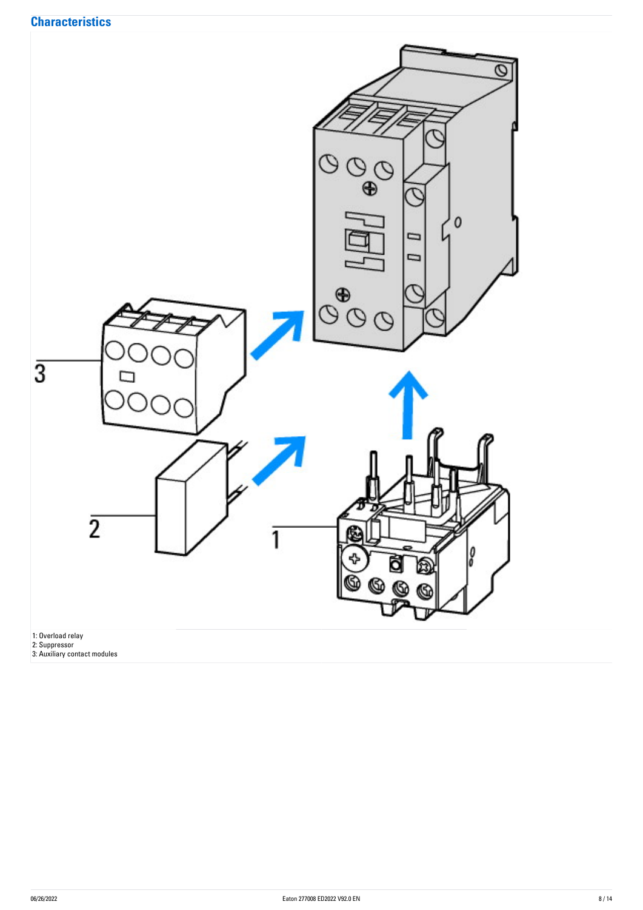## Characteristics

1: Overload relay
2: Suppressor
3: Auxiliary contact modules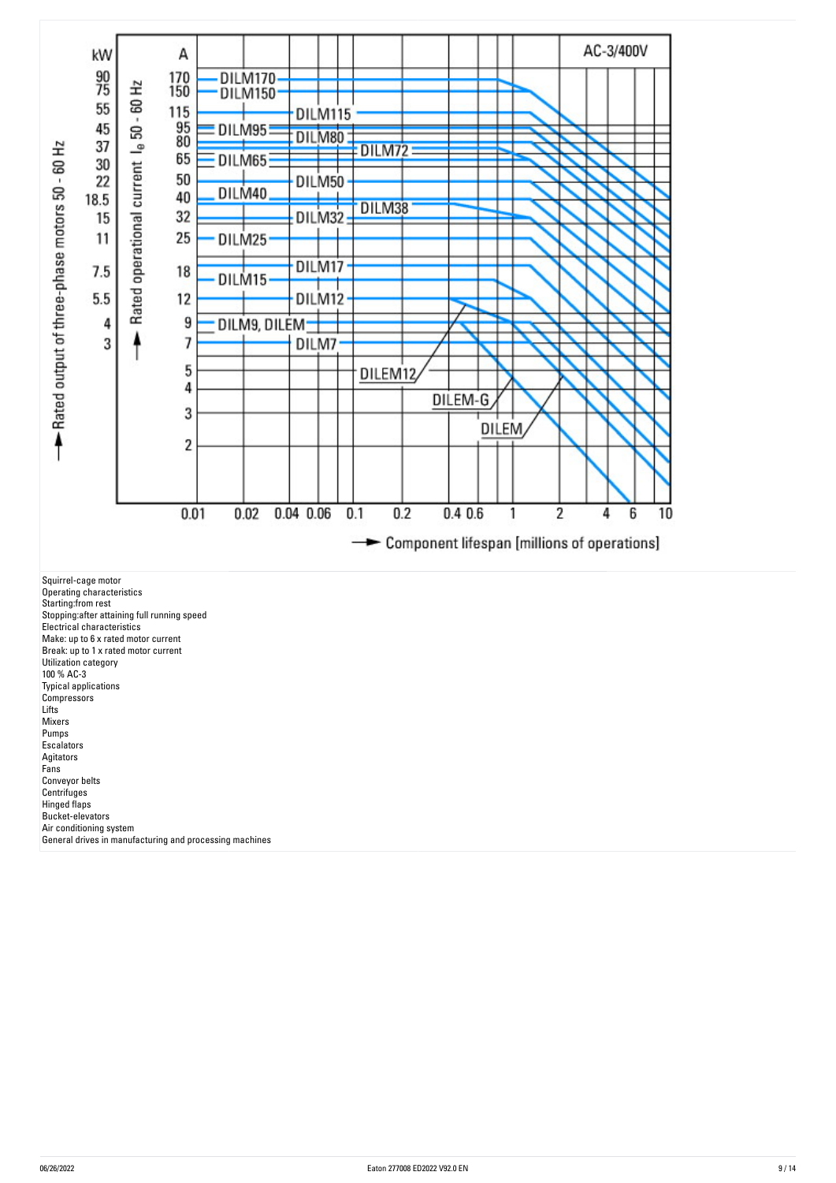Squirrel-cage motor
Operating characteristics
Starting:from rest
Stopping:after attaining full running speed
Electrical characteristics
Make: up to 6 x rated motor current
Break: up to 1 x rated motor current
Utilization category
100 % AC-3
Typical applications
Compressors
Lifts
Mixers
Pumps
Escalators
Agitators
Fans
Conveyor belts
Centrifuges
Hinged flaps
Bucket-elevators
Air conditioning system
General drives in manufacturing and processing machines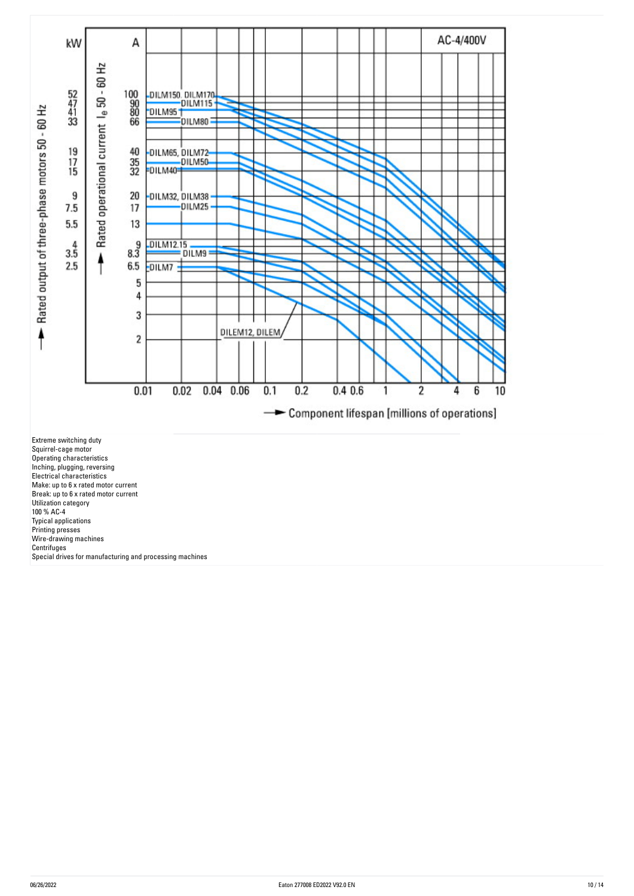AC-4/400V

kW | A

Rated output of three-phase motors 50 - 60 Hz

Rated operational current $I_e$ 50 - 60 Hz

52, 47, 41, 33, 19, 17, 15, 9, 7.5, 5.5, 4, 3.5, 2.5

100, 90, 80, 66, 40, 35, 32, 20, 17, 13, 9, 8.3, 6.5, 5, 4, 3, 2

DILM150, DILM170, DILM115, DILM95, DILM80, DILM65, DILM72, DILM50, DILM40, DILM32, DILM38, DILM25, DILM12.15, DILM9, DILM7, DILEM12, DILEM

0.01, 0.02, 0.04, 0.06, 0.1, 0.2, 0.4, 0.6, 1, 2, 4, 6, 10

Component lifespan [millions of operations]

Extreme switching duty
Squirrel-cage motor
Operating characteristics
Inching, plugging, reversing
Electrical characteristics
Make: up to 6 x rated motor current
Break: up to 6 x rated motor current
Utilization category
100 % AC-4
Typical applications
Printing presses
Wire-drawing machines
Centrifuges
Special drives for manufacturing and processing machines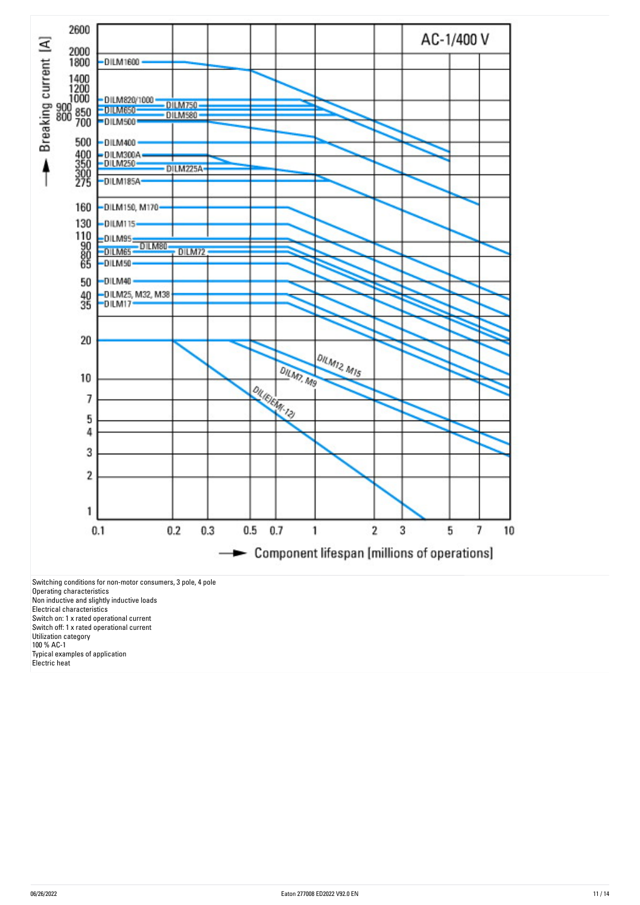Switching conditions for non-motor consumers, 3 pole, 4 pole
Operating characteristics
Non inductive and slightly inductive loads
Electrical characteristics
Switch on: 1 x rated operational current
Switch off: 1 x rated operational current
Utilization category
100 % AC-1
Typical examples of application
Electric heat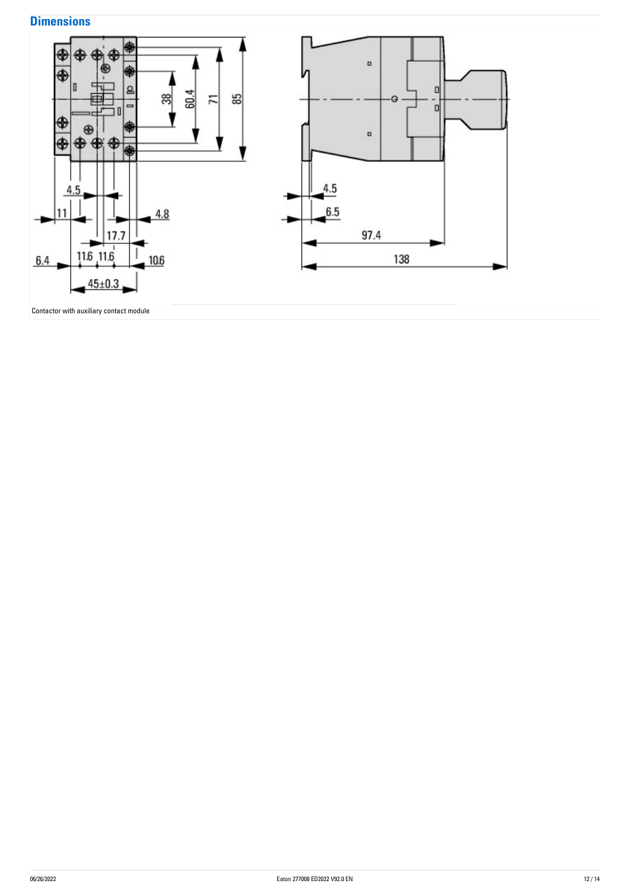## Dimensions

Contactor with auxiliary contact module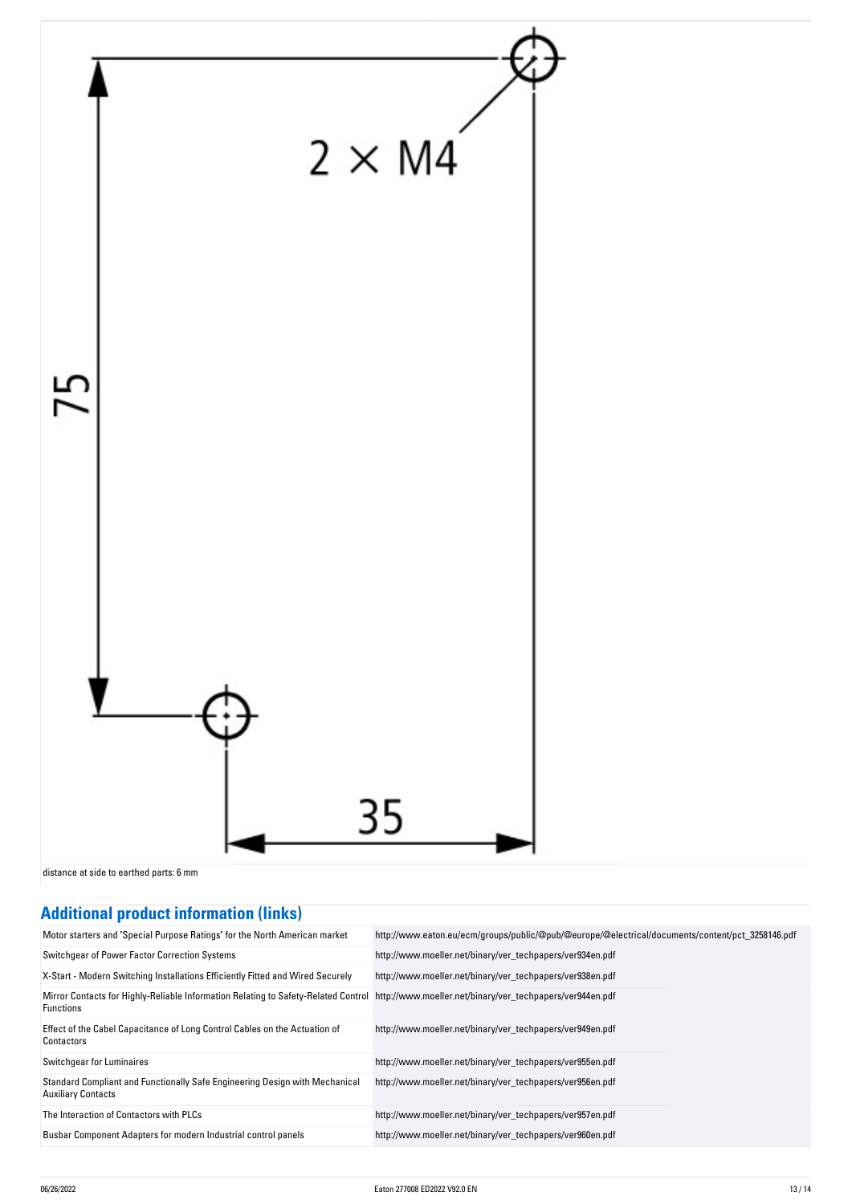2 × M4

75

35

distance at side to earthed parts: 6 mm

## Additional product information (links)

| | |
|---|---|
| Motor starters and "Special Purpose Ratings" for the North American market | http://www.eaton.eu/ecm/groups/public/@pub/@europe/@electrical/documents/content/pct_3258146.pdf |
| Switchgear of Power Factor Correction Systems | http://www.moeller.net/binary/ver_techpapers/ver934en.pdf |
| X-Start - Modern Switching Installations Efficiently Fitted and Wired Securely | http://www.moeller.net/binary/ver_techpapers/ver938en.pdf |
| Mirror Contacts for Highly-Reliable Information Relating to Safety-Related Control Functions | http://www.moeller.net/binary/ver_techpapers/ver944en.pdf |
| Effect of the Cabel Capacitance of Long Control Cables on the Actuation of Contactors | http://www.moeller.net/binary/ver_techpapers/ver949en.pdf |
| Switchgear for Luminaires | http://www.moeller.net/binary/ver_techpapers/ver955en.pdf |
| Standard Compliant and Functionally Safe Engineering Design with Mechanical Auxiliary Contacts | http://www.moeller.net/binary/ver_techpapers/ver956en.pdf |
| The Interaction of Contactors with PLCs | http://www.moeller.net/binary/ver_techpapers/ver957en.pdf |
| Busbar Component Adapters for modern Industrial control panels | http://www.moeller.net/binary/ver_techpapers/ver960en.pdf |